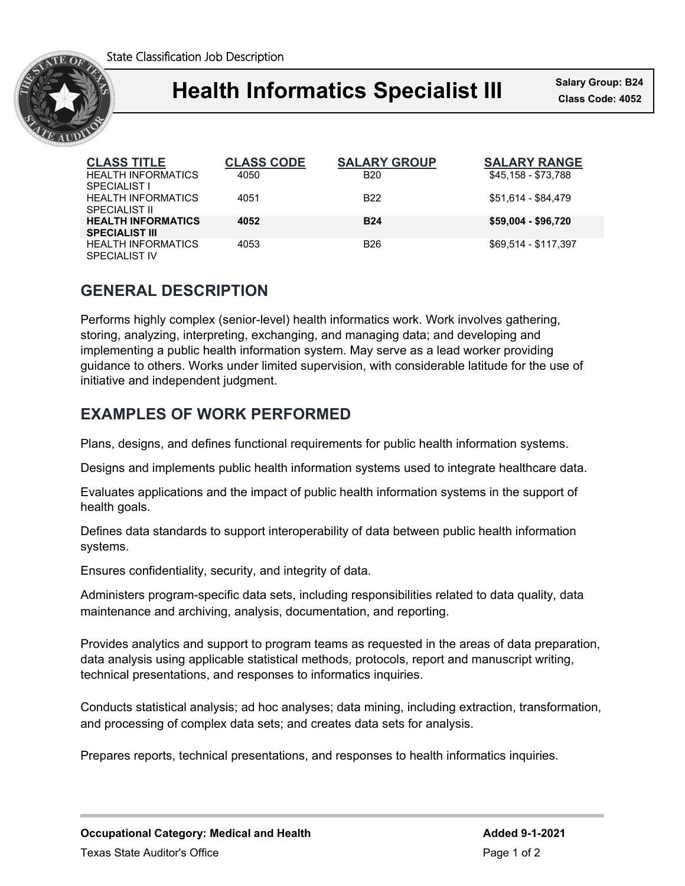State Classification Job Description

# Health Informatics Specialist III

**Salary Group: B24**
**Class Code: 4052**

| CLASS TITLE | CLASS CODE | SALARY GROUP | SALARY RANGE |
|---|---|---|---|
| HEALTH INFORMATICS SPECIALIST I | 4050 | B20 | $45,158 - $73,788 |
| HEALTH INFORMATICS SPECIALIST II | 4051 | B22 | $51,614 - $84,479 |
| **HEALTH INFORMATICS SPECIALIST III** | **4052** | **B24** | **$59,004 - $96,720** |
| HEALTH INFORMATICS SPECIALIST IV | 4053 | B26 | $69,514 - $117,397 |

## GENERAL DESCRIPTION

Performs highly complex (senior-level) health informatics work. Work involves gathering, storing, analyzing, interpreting, exchanging, and managing data; and developing and implementing a public health information system. May serve as a lead worker providing guidance to others. Works under limited supervision, with considerable latitude for the use of initiative and independent judgment.

## EXAMPLES OF WORK PERFORMED

Plans, designs, and defines functional requirements for public health information systems.

Designs and implements public health information systems used to integrate healthcare data.

Evaluates applications and the impact of public health information systems in the support of health goals.

Defines data standards to support interoperability of data between public health information systems.

Ensures confidentiality, security, and integrity of data.

Administers program-specific data sets, including responsibilities related to data quality, data maintenance and archiving, analysis, documentation, and reporting.

Provides analytics and support to program teams as requested in the areas of data preparation, data analysis using applicable statistical methods, protocols, report and manuscript writing, technical presentations, and responses to informatics inquiries.

Conducts statistical analysis; ad hoc analyses; data mining, including extraction, transformation, and processing of complex data sets; and creates data sets for analysis.

Prepares reports, technical presentations, and responses to health informatics inquiries.

**Occupational Category: Medical and Health**

**Added 9-1-2021**

Texas State Auditor's Office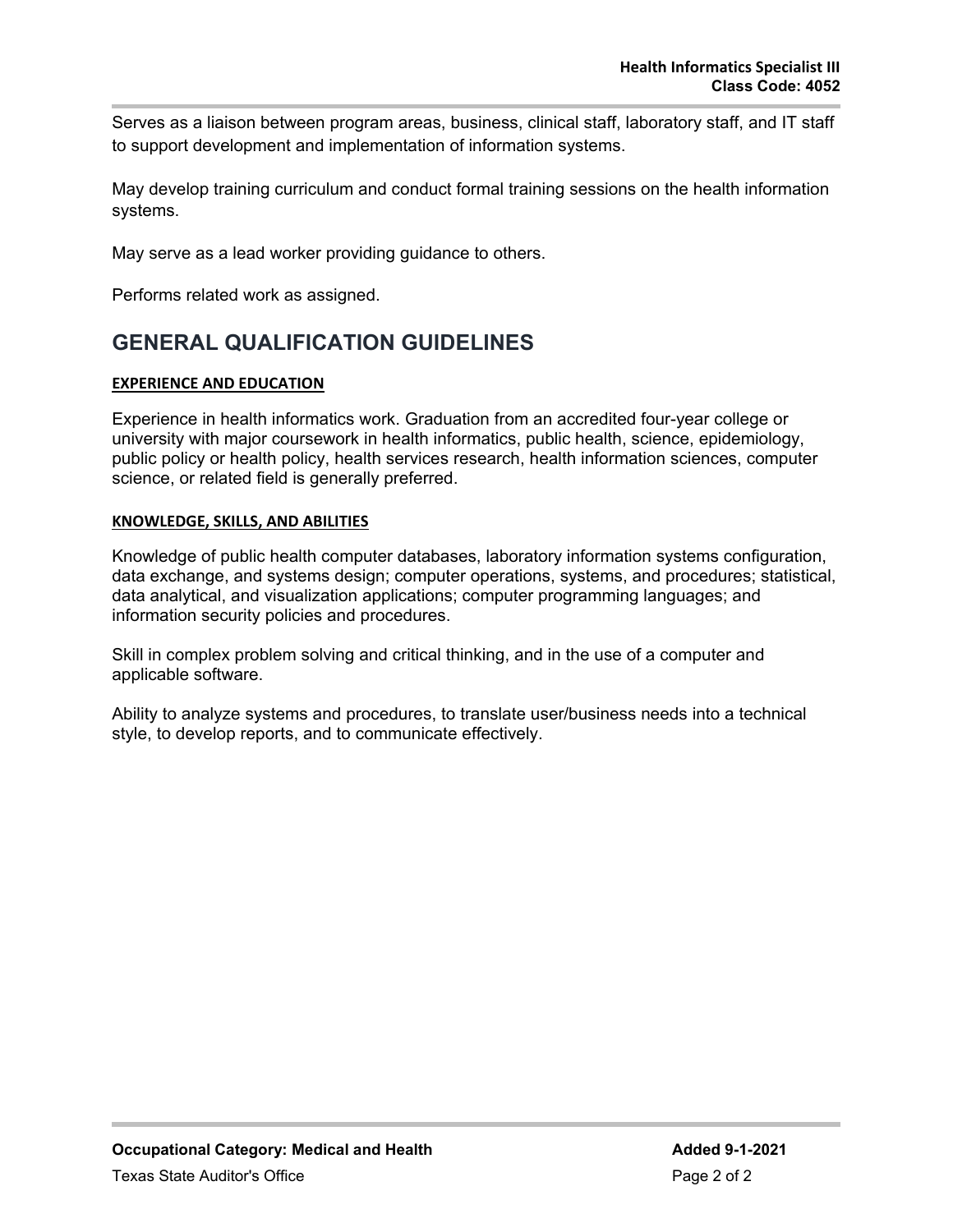Serves as a liaison between program areas, business, clinical staff, laboratory staff, and IT staff to support development and implementation of information systems.

May develop training curriculum and conduct formal training sessions on the health information systems.

May serve as a lead worker providing guidance to others.

Performs related work as assigned.

## GENERAL QUALIFICATION GUIDELINES

### EXPERIENCE AND EDUCATION

Experience in health informatics work. Graduation from an accredited four-year college or university with major coursework in health informatics, public health, science, epidemiology, public policy or health policy, health services research, health information sciences, computer science, or related field is generally preferred.

### KNOWLEDGE, SKILLS, AND ABILITIES

Knowledge of public health computer databases, laboratory information systems configuration, data exchange, and systems design; computer operations, systems, and procedures; statistical, data analytical, and visualization applications; computer programming languages; and information security policies and procedures.

Skill in complex problem solving and critical thinking, and in the use of a computer and applicable software.

Ability to analyze systems and procedures, to translate user/business needs into a technical style, to develop reports, and to communicate effectively.